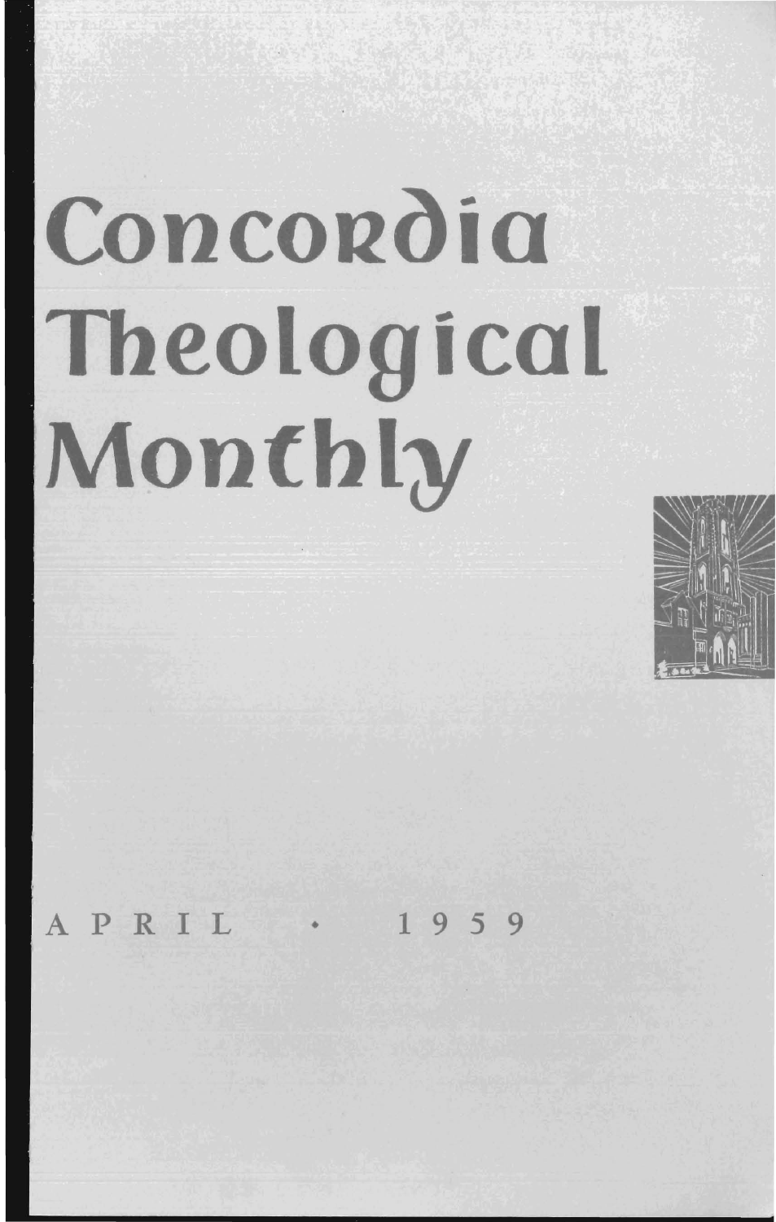# Concordia Theological Monthly

APRIL • 1959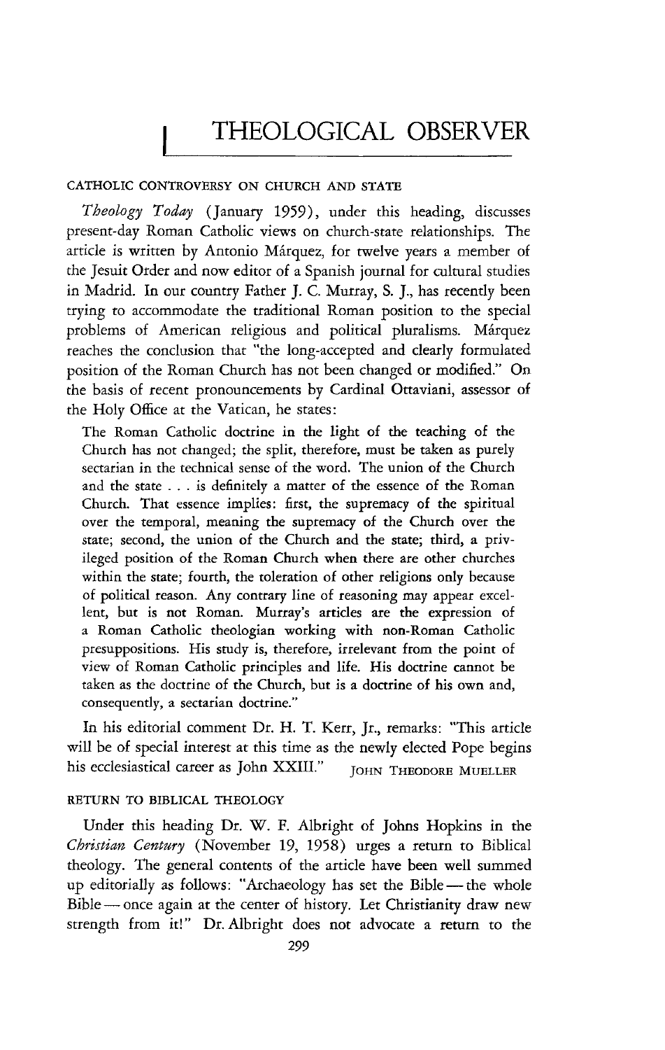# THEOLOGICAL OBSERVER

## CATHOLIC CONTROVERSY ON CHURCH AND STATE

*Theology Today* (January 1959), under this heading, discusses present-day Roman Catholic views on church-state relationships. The article is written by Antonio Márquez, for twelve years a member of the Jesuit Order and now editor of a Spanish journal for cultural studies in Madrid. In our country Father J. C. Murray, S. J., has recently been trying to accommodate the traditional Roman position to the special problems of American religious and political pluralisms. Márquez reaches the conclusion that "the long-accepted and clearly formulated position of the Roman Church has not been changed or modified." On the basis of recent pronouncements by Cardinal Ottaviani, assessor of the Holy Office at the Vatican, he states:

> The Roman Catholic doctrine in the light of the teaching of the Church has not changed; the split, therefore, must be taken as purely sectarian in the technical sense of the word. The union of the Church and the state . . . is definitely a matter of the essence of the Roman Church. That essence implies: first, the supremacy of the spiritual over the temporal, meaning the supremacy of the Church over the state; second, the union of the Church and the state; third, a privileged position of the Roman Church when there are other churches within the state; fourth, the toleration of other religions only because of political reason. Any contrary line of reasoning may appear excellent, but is not Roman. Murray's articles are the expression of a Roman Catholic theologian working with non-Roman Catholic presuppositions. His study is, therefore, irrelevant from the point of view of Roman Catholic principles and life. His doctrine cannot be taken as the doctrine of the Church, but is a doctrine of his own and, consequently, a sectarian doctrine."

In his editorial comment Dr. H. T. Kerr, Jr., remarks: "This article will be of special interest at this time as the newly elected Pope begins his ecclesiastical career as John XXIII."

JOHN THEODORE MUELLER

## RETURN TO BIBLICAL THEOLOGY

Under this heading Dr. W. F. Albright of Johns Hopkins in the *Christian Century* (November 19, 1958) urges a return to Biblical theology. The general contents of the article have been well summed up editorially as follows: "Archaeology has set the Bible — the whole Bible — once again at the center of history. Let Christianity draw new strength from it!" Dr. Albright does not advocate a return to the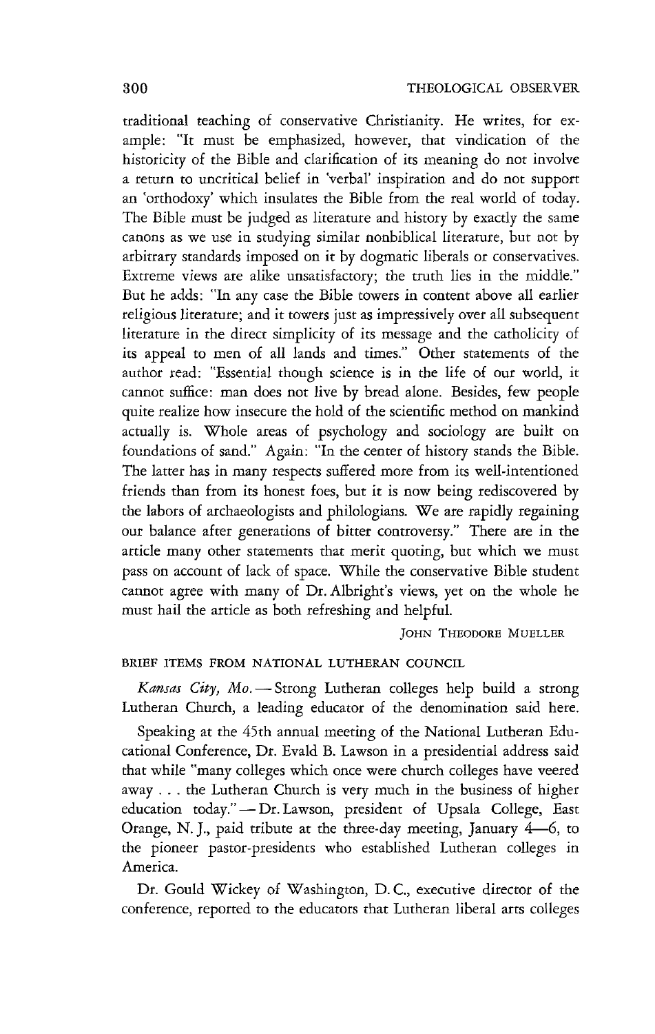traditional teaching of conservative Christianity. He writes, for example: "It must be emphasized, however, that vindication of the historicity of the Bible and clarification of its meaning do not involve a return to uncritical belief in 'verbal' inspiration and do not support an 'orthodoxy' which insulates the Bible from the real world of today. The Bible must be judged as literature and history by exactly the same canons as we use in studying similar nonbiblical literature, but not by arbitrary standards imposed on it by dogmatic liberals or conservatives. Extreme views are alike unsatisfactory; the truth lies in the middle." But he adds: "In any case the Bible towers in content above all earlier religious literature; and it towers just as impressively over all subsequent literature in the direct simplicity of its message and the catholicity of its appeal to men of all lands and times." Other statements of the author read: "Essential though science is in the life of our world, it cannot suffice: man does not live by bread alone. Besides, few people quite realize how insecure the hold of the scientific method on mankind actually is. Whole areas of psychology and sociology are built on foundations of sand." Again: "In the center of history stands the Bible. The latter has in many respects suffered more from its well-intentioned friends than from its honest foes, but it is now being rediscovered by the labors of archaeologists and philologians. We are rapidly regaining our balance after generations of bitter controversy." There are in the article many other statements that merit quoting, but which we must pass on account of lack of space. While the conservative Bible student cannot agree with many of Dr. Albright's views, yet on the whole he must hail the article as both refreshing and helpful.

JOHN THEODORE MUELLER

BRIEF ITEMS FROM NATIONAL LUTHERAN COUNCIL

*Kansas City, Mo.* — Strong Lutheran colleges help build a strong Lutheran Church, a leading educator of the denomination said here.

Speaking at the 45th annual meeting of the National Lutheran Educational Conference, Dr. Evald B. Lawson in a presidential address said that while "many colleges which once were church colleges have veered away . . . the Lutheran Church is very much in the business of higher education today." — Dr. Lawson, president of Upsala College, East Orange, N. J., paid tribute at the three-day meeting, January 4—6, to the pioneer pastor-presidents who established Lutheran colleges in America.

Dr. Gould Wickey of Washington, D. C., executive director of the conference, reported to the educators that Lutheran liberal arts colleges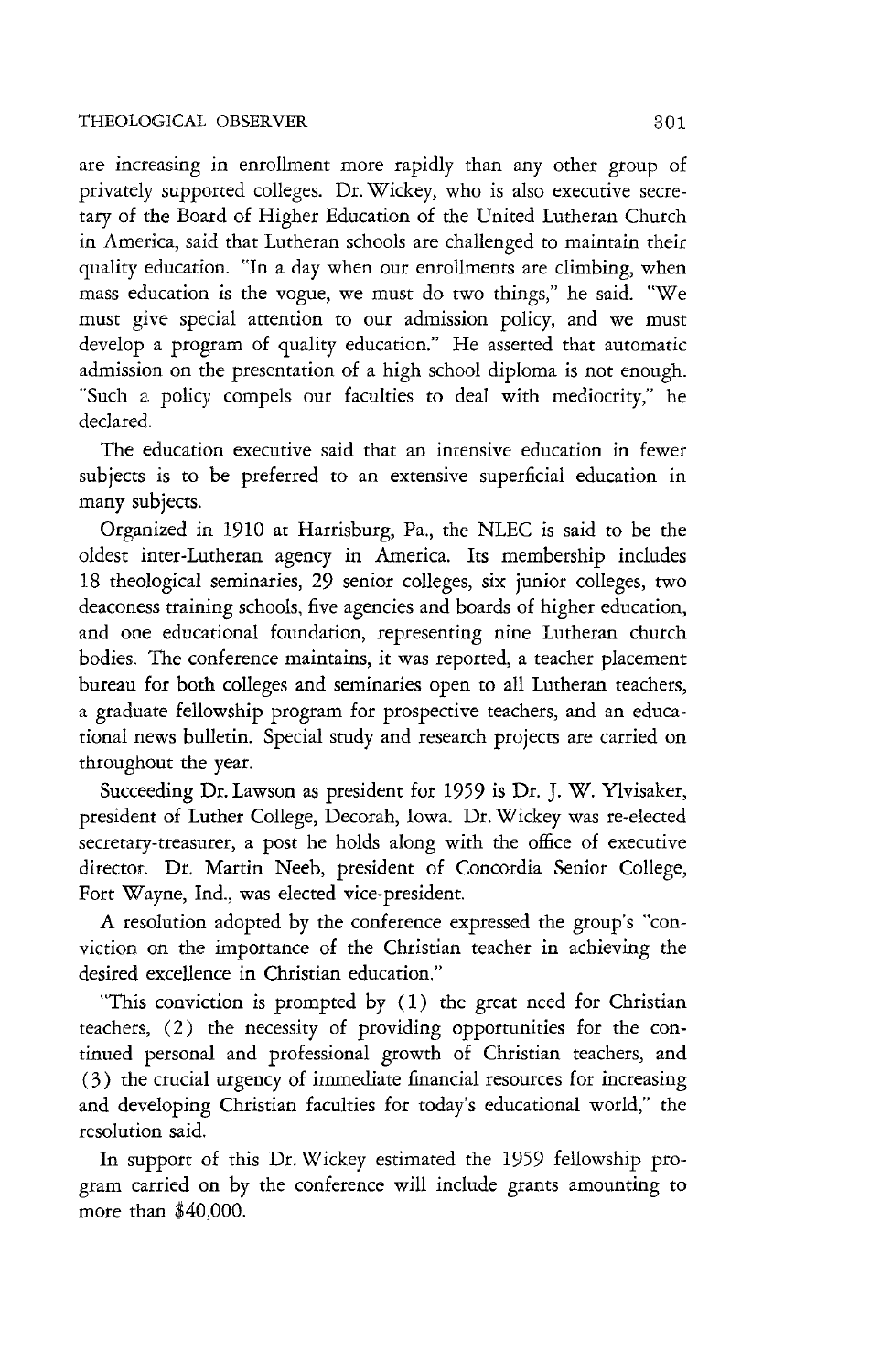are increasing in enrollment more rapidly than any other group of privately supported colleges. Dr. Wickey, who is also executive secretary of the Board of Higher Education of the United Lutheran Church in America, said that Lutheran schools are challenged to maintain their quality education. "In a day when our enrollments are climbing, when mass education is the vogue, we must do two things," he said. "We must give special attention to our admission policy, and we must develop a program of quality education." He asserted that automatic admission on the presentation of a high school diploma is not enough. "Such a policy compels our faculties to deal with mediocrity," he declared.

The education executive said that an intensive education in fewer subjects is to be preferred to an extensive superficial education in many subjects.

Organized in 1910 at Harrisburg, Pa., the NLEC is said to be the oldest inter-Lutheran agency in America. Its membership includes 18 theological seminaries, 29 senior colleges, six junior colleges, two deaconess training schools, five agencies and boards of higher education, and one educational foundation, representing nine Lutheran church bodies. The conference maintains, it was reported, a teacher placement bureau for both colleges and seminaries open to all Lutheran teachers, a graduate fellowship program for prospective teachers, and an educational news bulletin. Special study and research projects are carried on throughout the year.

Succeeding Dr. Lawson as president for 1959 is Dr. J. W. Ylvisaker, president of Luther College, Decorah, Iowa. Dr. Wickey was re-elected secretary-treasurer, a post he holds along with the office of executive director. Dr. Martin Neeb, president of Concordia Senior College, Fort Wayne, Ind., was elected vice-president.

A resolution adopted by the conference expressed the group's "conviction on the importance of the Christian teacher in achieving the desired excellence in Christian education."

"This conviction is prompted by (1) the great need for Christian teachers, (2) the necessity of providing opportunities for the continued personal and professional growth of Christian teachers, and (3) the crucial urgency of immediate financial resources for increasing and developing Christian faculties for today's educational world," the resolution said.

In support of this Dr. Wickey estimated the 1959 fellowship program carried on by the conference will include grants amounting to more than $40,000.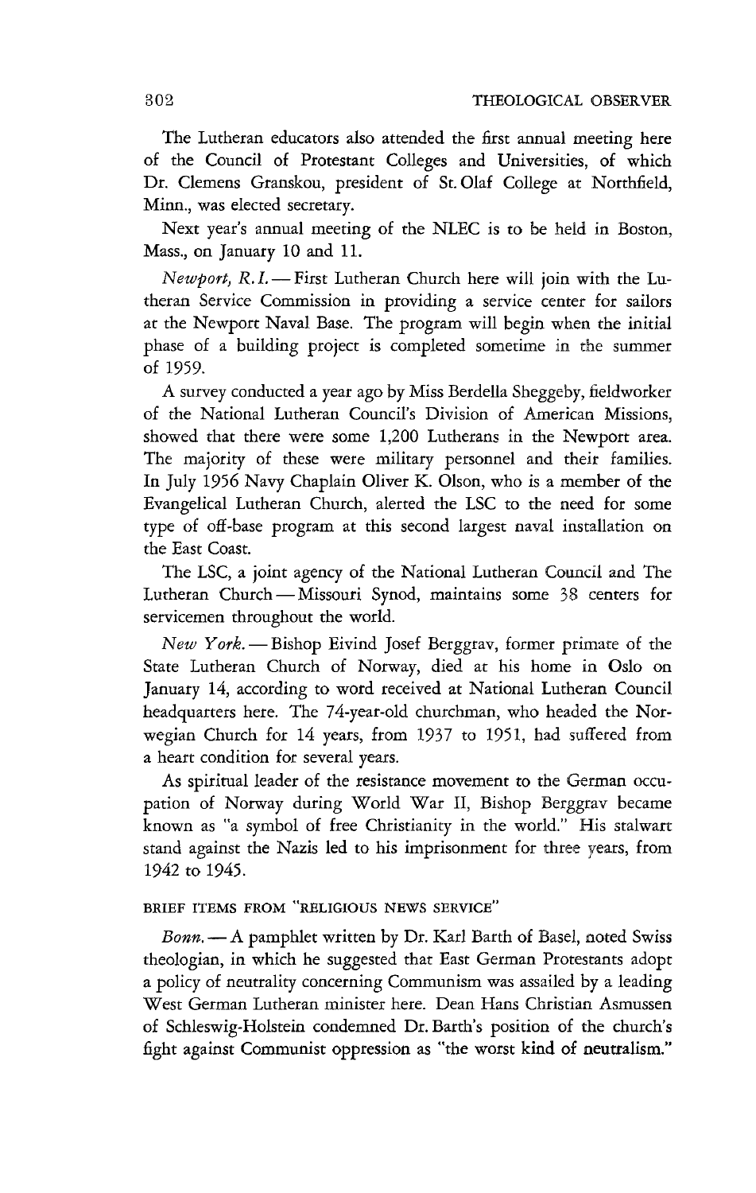The Lutheran educators also attended the first annual meeting here of the Council of Protestant Colleges and Universities, of which Dr. Clemens Granskou, president of St. Olaf College at Northfield, Minn., was elected secretary.

Next year's annual meeting of the NLEC is to be held in Boston, Mass., on January 10 and 11.

*Newport, R.I.* — First Lutheran Church here will join with the Lutheran Service Commission in providing a service center for sailors at the Newport Naval Base. The program will begin when the initial phase of a building project is completed sometime in the summer of 1959.

A survey conducted a year ago by Miss Berdella Sheggeby, fieldworker of the National Lutheran Council's Division of American Missions, showed that there were some 1,200 Lutherans in the Newport area. The majority of these were military personnel and their families. In July 1956 Navy Chaplain Oliver K. Olson, who is a member of the Evangelical Lutheran Church, alerted the LSC to the need for some type of off-base program at this second largest naval installation on the East Coast.

The LSC, a joint agency of the National Lutheran Council and The Lutheran Church — Missouri Synod, maintains some 38 centers for servicemen throughout the world.

*New York.* — Bishop Eivind Josef Berggrav, former primate of the State Lutheran Church of Norway, died at his home in Oslo on January 14, according to word received at National Lutheran Council headquarters here. The 74-year-old churchman, who headed the Norwegian Church for 14 years, from 1937 to 1951, had suffered from a heart condition for several years.

As spiritual leader of the resistance movement to the German occupation of Norway during World War II, Bishop Berggrav became known as "a symbol of free Christianity in the world." His stalwart stand against the Nazis led to his imprisonment for three years, from 1942 to 1945.

## BRIEF ITEMS FROM "RELIGIOUS NEWS SERVICE"

*Bonn.* — A pamphlet written by Dr. Karl Barth of Basel, noted Swiss theologian, in which he suggested that East German Protestants adopt a policy of neutrality concerning Communism was assailed by a leading West German Lutheran minister here. Dean Hans Christian Asmussen of Schleswig-Holstein condemned Dr. Barth's position of the church's fight against Communist oppression as "the worst kind of neutralism."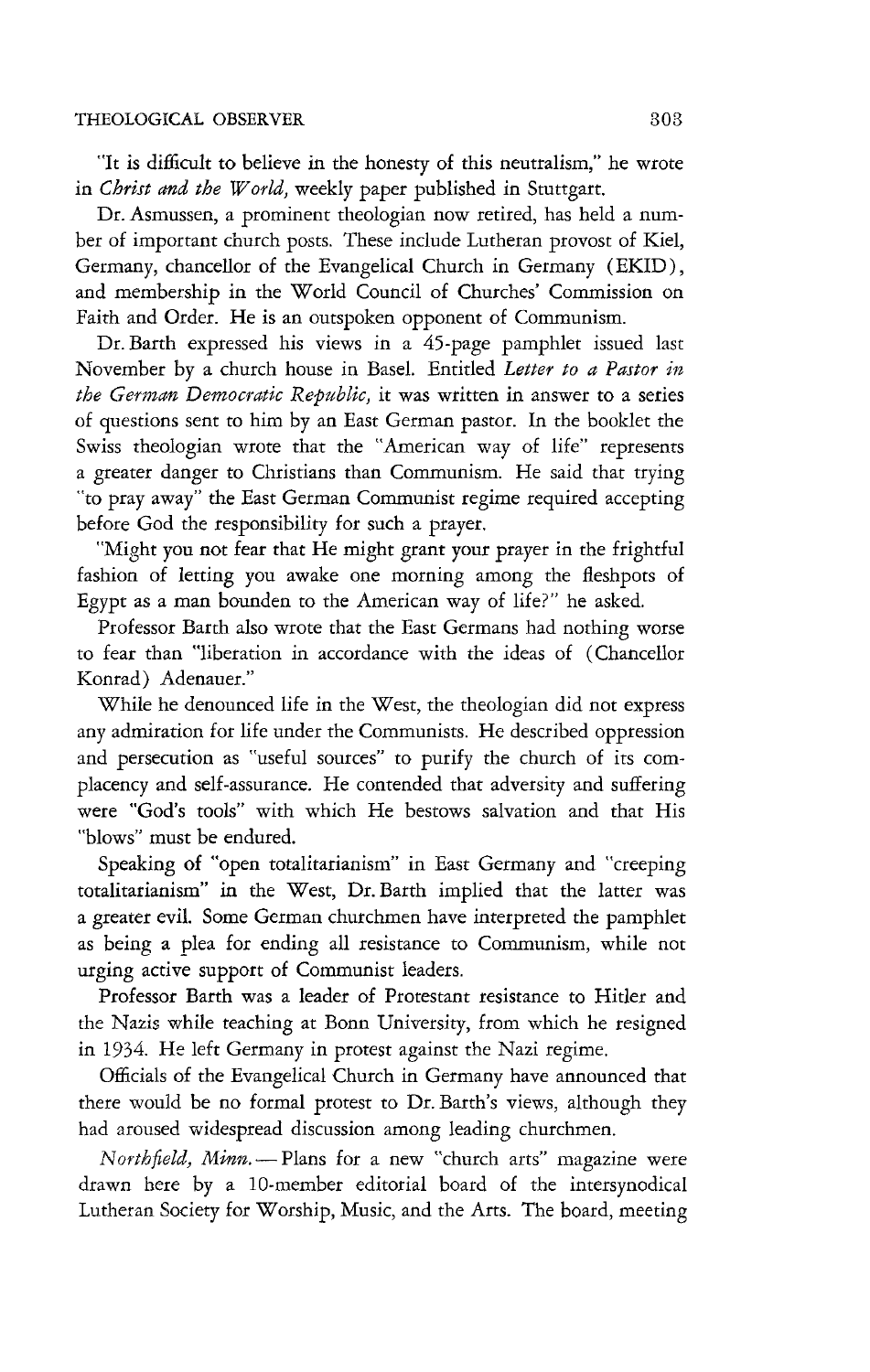"It is difficult to believe in the honesty of this neutralism," he wrote in *Christ and the World,* weekly paper published in Stuttgart.

Dr. Asmussen, a prominent theologian now retired, has held a number of important church posts. These include Lutheran provost of Kiel, Germany, chancellor of the Evangelical Church in Germany (EKID), and membership in the World Council of Churches' Commission on Faith and Order. He is an outspoken opponent of Communism.

Dr. Barth expressed his views in a 45-page pamphlet issued last November by a church house in Basel. Entitled *Letter to a Pastor in the German Democratic Republic,* it was written in answer to a series of questions sent to him by an East German pastor. In the booklet the Swiss theologian wrote that the "American way of life" represents a greater danger to Christians than Communism. He said that trying "to pray away" the East German Communist regime required accepting before God the responsibility for such a prayer.

"Might you not fear that He might grant your prayer in the frightful fashion of letting you awake one morning among the fleshpots of Egypt as a man bounden to the American way of life?" he asked.

Professor Barth also wrote that the East Germans had nothing worse to fear than "liberation in accordance with the ideas of (Chancellor Konrad) Adenauer."

While he denounced life in the West, the theologian did not express any admiration for life under the Communists. He described oppression and persecution as "useful sources" to purify the church of its complacency and self-assurance. He contended that adversity and suffering were "God's tools" with which He bestows salvation and that His "blows" must be endured.

Speaking of "open totalitarianism" in East Germany and "creeping totalitarianism" in the West, Dr. Barth implied that the latter was a greater evil. Some German churchmen have interpreted the pamphlet as being a plea for ending all resistance to Communism, while not urging active support of Communist leaders.

Professor Barth was a leader of Protestant resistance to Hitler and the Nazis while teaching at Bonn University, from which he resigned in 1934. He left Germany in protest against the Nazi regime.

Officials of the Evangelical Church in Germany have announced that there would be no formal protest to Dr. Barth's views, although they had aroused widespread discussion among leading churchmen.

*Northfield, Minn.* — Plans for a new "church arts" magazine were drawn here by a 10-member editorial board of the intersynodical Lutheran Society for Worship, Music, and the Arts. The board, meeting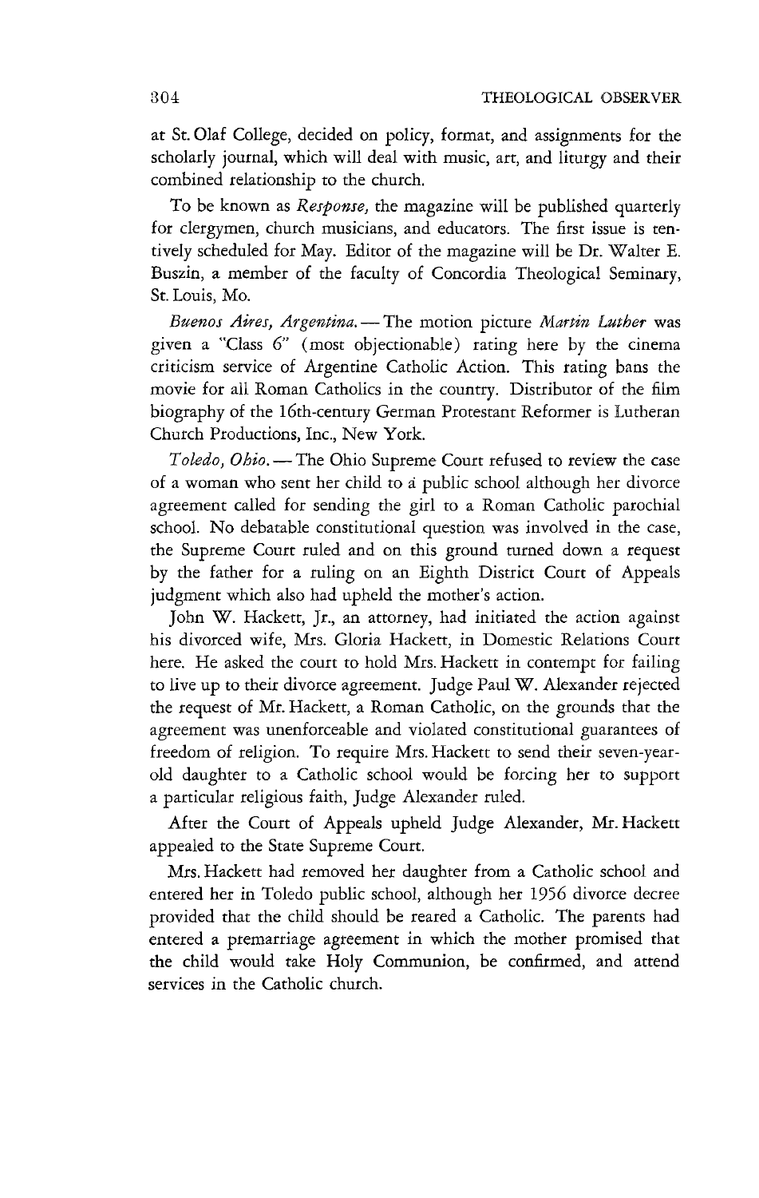at St. Olaf College, decided on policy, format, and assignments for the scholarly journal, which will deal with music, art, and liturgy and their combined relationship to the church.

To be known as *Response,* the magazine will be published quarterly for clergymen, church musicians, and educators. The first issue is tentively scheduled for May. Editor of the magazine will be Dr. Walter E. Buszin, a member of the faculty of Concordia Theological Seminary, St. Louis, Mo.

*Buenos Aires, Argentina.* — The motion picture *Martin Luther* was given a "Class 6" (most objectionable) rating here by the cinema criticism service of Argentine Catholic Action. This rating bans the movie for all Roman Catholics in the country. Distributor of the film biography of the 16th-century German Protestant Reformer is Lutheran Church Productions, Inc., New York.

*Toledo, Ohio.* — The Ohio Supreme Court refused to review the case of a woman who sent her child to a public school although her divorce agreement called for sending the girl to a Roman Catholic parochial school. No debatable constitutional question was involved in the case, the Supreme Court ruled and on this ground turned down a request by the father for a ruling on an Eighth District Court of Appeals judgment which also had upheld the mother's action.

John W. Hackett, Jr., an attorney, had initiated the action against his divorced wife, Mrs. Gloria Hackett, in Domestic Relations Court here. He asked the court to hold Mrs. Hackett in contempt for failing to live up to their divorce agreement. Judge Paul W. Alexander rejected the request of Mr. Hackett, a Roman Catholic, on the grounds that the agreement was unenforceable and violated constitutional guarantees of freedom of religion. To require Mrs. Hackett to send their seven-year-old daughter to a Catholic school would be forcing her to support a particular religious faith, Judge Alexander ruled.

After the Court of Appeals upheld Judge Alexander, Mr. Hackett appealed to the State Supreme Court.

Mrs. Hackett had removed her daughter from a Catholic school and entered her in Toledo public school, although her 1956 divorce decree provided that the child should be reared a Catholic. The parents had entered a premarriage agreement in which the mother promised that the child would take Holy Communion, be confirmed, and attend services in the Catholic church.